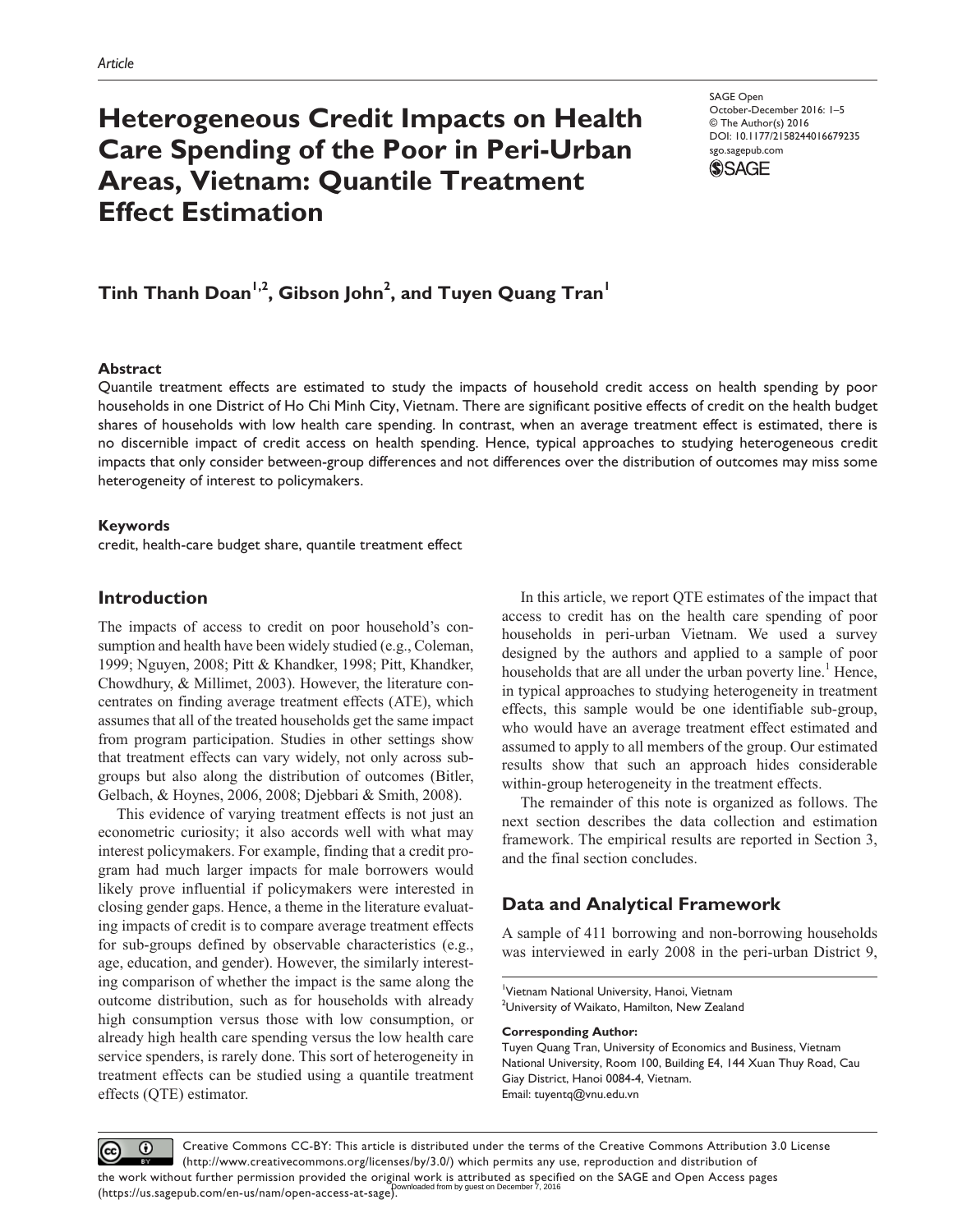Article

# Heterogeneous Credit Impacts on Health Care Spending of the Poor in Peri-Urban Areas, Vietnam: Quantile Treatment Effect Estimation

SAGE Open
October-December 2016: 1–5
© The Author(s) 2016
DOI: 10.1177/2158244016679235
sgo.sagepub.com

**Tinh Thanh Doan[1,2], Gibson John[2], and Tuyen Quang Tran[1]**

## Abstract

Quantile treatment effects are estimated to study the impacts of household credit access on health spending by poor households in one District of Ho Chi Minh City, Vietnam. There are significant positive effects of credit on the health budget shares of households with low health care spending. In contrast, when an average treatment effect is estimated, there is no discernible impact of credit access on health spending. Hence, typical approaches to studying heterogeneous credit impacts that only consider between-group differences and not differences over the distribution of outcomes may miss some heterogeneity of interest to policymakers.

### Keywords

credit, health-care budget share, quantile treatment effect

## Introduction

The impacts of access to credit on poor household's consumption and health have been widely studied (e.g., Coleman, 1999; Nguyen, 2008; Pitt & Khandker, 1998; Pitt, Khandker, Chowdhury, & Millimet, 2003). However, the literature concentrates on finding average treatment effects (ATE), which assumes that all of the treated households get the same impact from program participation. Studies in other settings show that treatment effects can vary widely, not only across subgroups but also along the distribution of outcomes (Bitler, Gelbach, & Hoynes, 2006, 2008; Djebbari & Smith, 2008).

This evidence of varying treatment effects is not just an econometric curiosity; it also accords well with what may interest policymakers. For example, finding that a credit program had much larger impacts for male borrowers would likely prove influential if policymakers were interested in closing gender gaps. Hence, a theme in the literature evaluating impacts of credit is to compare average treatment effects for sub-groups defined by observable characteristics (e.g., age, education, and gender). However, the similarly interesting comparison of whether the impact is the same along the outcome distribution, such as for households with already high consumption versus those with low consumption, or already high health care spending versus the low health care service spenders, is rarely done. This sort of heterogeneity in treatment effects can be studied using a quantile treatment effects (QTE) estimator.

In this article, we report QTE estimates of the impact that access to credit has on the health care spending of poor households in peri-urban Vietnam. We used a survey designed by the authors and applied to a sample of poor households that are all under the urban poverty line.[1] Hence, in typical approaches to studying heterogeneity in treatment effects, this sample would be one identifiable sub-group, who would have an average treatment effect estimated and assumed to apply to all members of the group. Our estimated results show that such an approach hides considerable within-group heterogeneity in the treatment effects.

The remainder of this note is organized as follows. The next section describes the data collection and estimation framework. The empirical results are reported in Section 3, and the final section concludes.

## Data and Analytical Framework

A sample of 411 borrowing and non-borrowing households was interviewed in early 2008 in the peri-urban District 9,

[1]Vietnam National University, Hanoi, Vietnam
[2]University of Waikato, Hamilton, New Zealand

**Corresponding Author:**
Tuyen Quang Tran, University of Economics and Business, Vietnam National University, Room 100, Building E4, 144 Xuan Thuy Road, Cau Giay District, Hanoi 0084-4, Vietnam.
Email: tuyentq@vnu.edu.vn

Creative Commons CC-BY: This article is distributed under the terms of the Creative Commons Attribution 3.0 License (http://www.creativecommons.org/licenses/by/3.0/) which permits any use, reproduction and distribution of the work without further permission provided the original work is attributed as specified on the SAGE and Open Access pages (https://us.sagepub.com/en-us/nam/open-access-at-sage).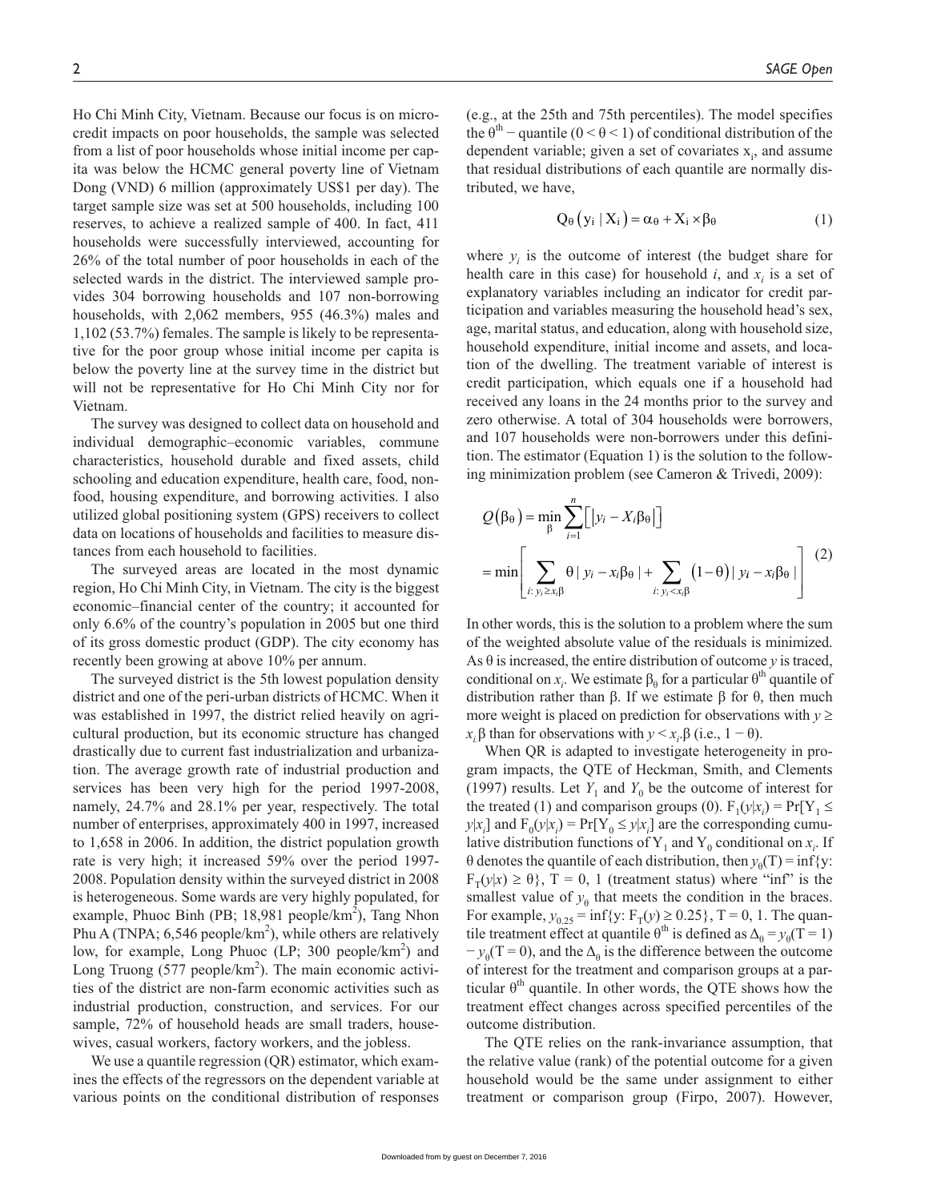Ho Chi Minh City, Vietnam. Because our focus is on micro-credit impacts on poor households, the sample was selected from a list of poor households whose initial income per capita was below the HCMC general poverty line of Vietnam Dong (VND) 6 million (approximately US$1 per day). The target sample size was set at 500 households, including 100 reserves, to achieve a realized sample of 400. In fact, 411 households were successfully interviewed, accounting for 26% of the total number of poor households in each of the selected wards in the district. The interviewed sample provides 304 borrowing households and 107 non-borrowing households, with 2,062 members, 955 (46.3%) males and 1,102 (53.7%) females. The sample is likely to be representative for the poor group whose initial income per capita is below the poverty line at the survey time in the district but will not be representative for Ho Chi Minh City nor for Vietnam.

The survey was designed to collect data on household and individual demographic–economic variables, commune characteristics, household durable and fixed assets, child schooling and education expenditure, health care, food, non-food, housing expenditure, and borrowing activities. I also utilized global positioning system (GPS) receivers to collect data on locations of households and facilities to measure distances from each household to facilities.

The surveyed areas are located in the most dynamic region, Ho Chi Minh City, in Vietnam. The city is the biggest economic–financial center of the country; it accounted for only 6.6% of the country's population in 2005 but one third of its gross domestic product (GDP). The city economy has recently been growing at above 10% per annum.

The surveyed district is the 5th lowest population density district and one of the peri-urban districts of HCMC. When it was established in 1997, the district relied heavily on agricultural production, but its economic structure has changed drastically due to current fast industrialization and urbanization. The average growth rate of industrial production and services has been very high for the period 1997-2008, namely, 24.7% and 28.1% per year, respectively. The total number of enterprises, approximately 400 in 1997, increased to 1,658 in 2006. In addition, the district population growth rate is very high; it increased 59% over the period 1997-2008. Population density within the surveyed district in 2008 is heterogeneous. Some wards are very highly populated, for example, Phuoc Binh (PB; 18,981 people/km$^2$), Tang Nhon Phu A (TNPA; 6,546 people/km$^2$), while others are relatively low, for example, Long Phuoc (LP; 300 people/km$^2$) and Long Truong (577 people/km$^2$). The main economic activities of the district are non-farm economic activities such as industrial production, construction, and services. For our sample, 72% of household heads are small traders, housewives, casual workers, factory workers, and the jobless.

We use a quantile regression (QR) estimator, which examines the effects of the regressors on the dependent variable at various points on the conditional distribution of responses (e.g., at the 25th and 75th percentiles). The model specifies the $\theta^{th}$ − quantile ($0 < \theta < 1$) of conditional distribution of the dependent variable; given a set of covariates $x_i$, and assume that residual distributions of each quantile are normally distributed, we have,

$$Q_\theta(y_i \mid X_i) = \alpha_\theta + X_i \times \beta_\theta \tag{1}$$

where $y_i$ is the outcome of interest (the budget share for health care in this case) for household $i$, and $x_i$ is a set of explanatory variables including an indicator for credit participation and variables measuring the household head's sex, age, marital status, and education, along with household size, household expenditure, initial income and assets, and location of the dwelling. The treatment variable of interest is credit participation, which equals one if a household had received any loans in the 24 months prior to the survey and zero otherwise. A total of 304 households were borrowers, and 107 households were non-borrowers under this definition. The estimator (Equation 1) is the solution to the following minimization problem (see Cameron & Trivedi, 2009):

$$\begin{aligned} Q(\beta_\theta) &= \min_{\beta} \sum_{i=1}^{n} \left[ |y_i - X_i\beta_\theta| \right] \\ &= \min \left[ \sum_{i:\, y_i \geq x_i\beta} \theta \mid y_i - x_i\beta_\theta \mid + \sum_{i:\, y_i < x_i\beta} (1-\theta) \mid y_i - x_i\beta_\theta \mid \right] \end{aligned} \tag{2}$$

In other words, this is the solution to a problem where the sum of the weighted absolute value of the residuals is minimized. As $\theta$ is increased, the entire distribution of outcome $y$ is traced, conditional on $x_i$. We estimate $\beta_\theta$ for a particular $\theta^{th}$ quantile of distribution rather than $\beta$. If we estimate $\beta$ for $\theta$, then much more weight is placed on prediction for observations with $y \geq x_i.\beta$ than for observations with $y < x_i.\beta$ (i.e., $1 - \theta$).

When QR is adapted to investigate heterogeneity in program impacts, the QTE of Heckman, Smith, and Clements (1997) results. Let $Y_1$ and $Y_0$ be the outcome of interest for the treated (1) and comparison groups (0). $F_1(y|x_i) = \Pr[Y_1 \leq y|x_i]$ and $F_0(y|x_i) = \Pr[Y_0 \leq y|x_i]$ are the corresponding cumulative distribution functions of $Y_1$ and $Y_0$ conditional on $x_i$. If $\theta$ denotes the quantile of each distribution, then $y_\theta(T) = \inf\{y: F_T(y|x) \geq \theta\}$, T = 0, 1 (treatment status) where "inf" is the smallest value of $y_\theta$ that meets the condition in the braces. For example, $y_{0.25} = \inf\{y: F_T(y) \geq 0.25\}$, T = 0, 1. The quantile treatment effect at quantile $\theta^{th}$ is defined as $\Delta_\theta = y_\theta(T = 1) - y_\theta(T = 0)$, and the $\Delta_\theta$ is the difference between the outcome of interest for the treatment and comparison groups at a particular $\theta^{th}$ quantile. In other words, the QTE shows how the treatment effect changes across specified percentiles of the outcome distribution.

The QTE relies on the rank-invariance assumption, that the relative value (rank) of the potential outcome for a given household would be the same under assignment to either treatment or comparison group (Firpo, 2007). However,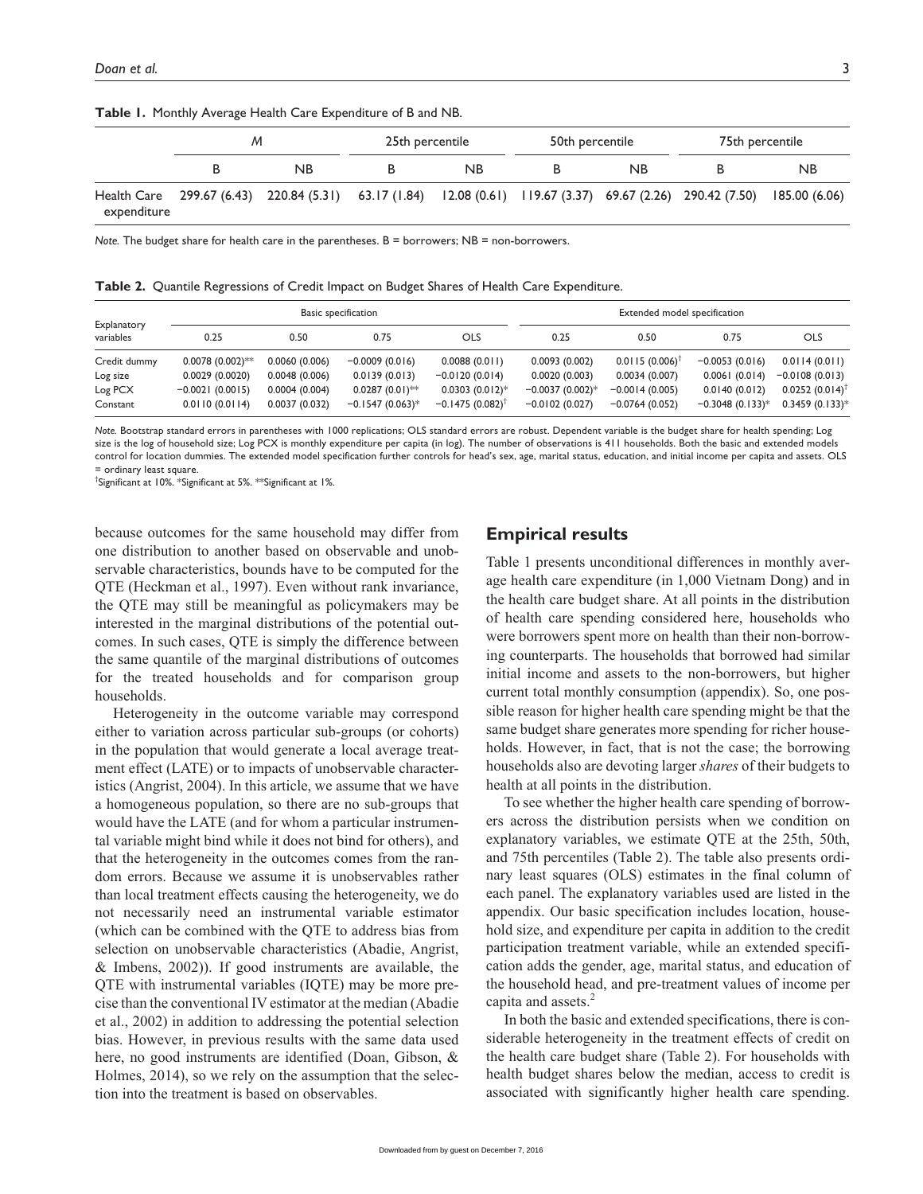**Table 1.** Monthly Average Health Care Expenditure of B and NB.

| | *M* | | 25th percentile | | 50th percentile | | 75th percentile | |
|---|---|---|---|---|---|---|---|---|
| | B | NB | B | NB | B | NB | B | NB |
| Health Care expenditure | 299.67 (6.43) | 220.84 (5.31) | 63.17 (1.84) | 12.08 (0.61) | 119.67 (3.37) | 69.67 (2.26) | 290.42 (7.50) | 185.00 (6.06) |

*Note.* The budget share for health care in the parentheses. B = borrowers; NB = non-borrowers.

**Table 2.** Quantile Regressions of Credit Impact on Budget Shares of Health Care Expenditure.

| Explanatory variables | Basic specification | | | | Extended model specification | | | |
|---|---|---|---|---|---|---|---|---|
| | 0.25 | 0.50 | 0.75 | OLS | 0.25 | 0.50 | 0.75 | OLS |
| Credit dummy | 0.0078 (0.002)** | 0.0060 (0.006) | −0.0009 (0.016) | 0.0088 (0.011) | 0.0093 (0.002) | 0.0115 (0.006)† | −0.0053 (0.016) | 0.0114 (0.011) |
| Log size | 0.0029 (0.0020) | 0.0048 (0.006) | 0.0139 (0.013) | −0.0120 (0.014) | 0.0020 (0.003) | 0.0034 (0.007) | 0.0061 (0.014) | −0.0108 (0.013) |
| Log PCX | −0.0021 (0.0015) | 0.0004 (0.004) | 0.0287 (0.01)** | 0.0303 (0.012)* | −0.0037 (0.002)* | −0.0014 (0.005) | 0.0140 (0.012) | 0.0252 (0.014)† |
| Constant | 0.0110 (0.0114) | 0.0037 (0.032) | −0.1547 (0.063)* | −0.1475 (0.082)† | −0.0102 (0.027) | −0.0764 (0.052) | −0.3048 (0.133)* | 0.3459 (0.133)* |

*Note.* Bootstrap standard errors in parentheses with 1000 replications; OLS standard errors are robust. Dependent variable is the budget share for health spending; Log size is the log of household size; Log PCX is monthly expenditure per capita (in log). The number of observations is 411 households. Both the basic and extended models control for location dummies. The extended model specification further controls for head's sex, age, marital status, education, and initial income per capita and assets. OLS = ordinary least square.
†Significant at 10%. *Significant at 5%. **Significant at 1%.

because outcomes for the same household may differ from one distribution to another based on observable and unobservable characteristics, bounds have to be computed for the QTE (Heckman et al., 1997). Even without rank invariance, the QTE may still be meaningful as policymakers may be interested in the marginal distributions of the potential outcomes. In such cases, QTE is simply the difference between the same quantile of the marginal distributions of outcomes for the treated households and for comparison group households.

Heterogeneity in the outcome variable may correspond either to variation across particular sub-groups (or cohorts) in the population that would generate a local average treatment effect (LATE) or to impacts of unobservable characteristics (Angrist, 2004). In this article, we assume that we have a homogeneous population, so there are no sub-groups that would have the LATE (and for whom a particular instrumental variable might bind while it does not bind for others), and that the heterogeneity in the outcomes comes from the random errors. Because we assume it is unobservables rather than local treatment effects causing the heterogeneity, we do not necessarily need an instrumental variable estimator (which can be combined with the QTE to address bias from selection on unobservable characteristics (Abadie, Angrist, & Imbens, 2002)). If good instruments are available, the QTE with instrumental variables (IQTE) may be more precise than the conventional IV estimator at the median (Abadie et al., 2002) in addition to addressing the potential selection bias. However, in previous results with the same data used here, no good instruments are identified (Doan, Gibson, & Holmes, 2014), so we rely on the assumption that the selection into the treatment is based on observables.

## Empirical results

Table 1 presents unconditional differences in monthly average health care expenditure (in 1,000 Vietnam Dong) and in the health care budget share. At all points in the distribution of health care spending considered here, households who were borrowers spent more on health than their non-borrowing counterparts. The households that borrowed had similar initial income and assets to the non-borrowers, but higher current total monthly consumption (appendix). So, one possible reason for higher health care spending might be that the same budget share generates more spending for richer households. However, in fact, that is not the case; the borrowing households also are devoting larger *shares* of their budgets to health at all points in the distribution.

To see whether the higher health care spending of borrowers across the distribution persists when we condition on explanatory variables, we estimate QTE at the 25th, 50th, and 75th percentiles (Table 2). The table also presents ordinary least squares (OLS) estimates in the final column of each panel. The explanatory variables used are listed in the appendix. Our basic specification includes location, household size, and expenditure per capita in addition to the credit participation treatment variable, while an extended specification adds the gender, age, marital status, and education of the household head, and pre-treatment values of income per capita and assets.[2]

In both the basic and extended specifications, there is considerable heterogeneity in the treatment effects of credit on the health care budget share (Table 2). For households with health budget shares below the median, access to credit is associated with significantly higher health care spending.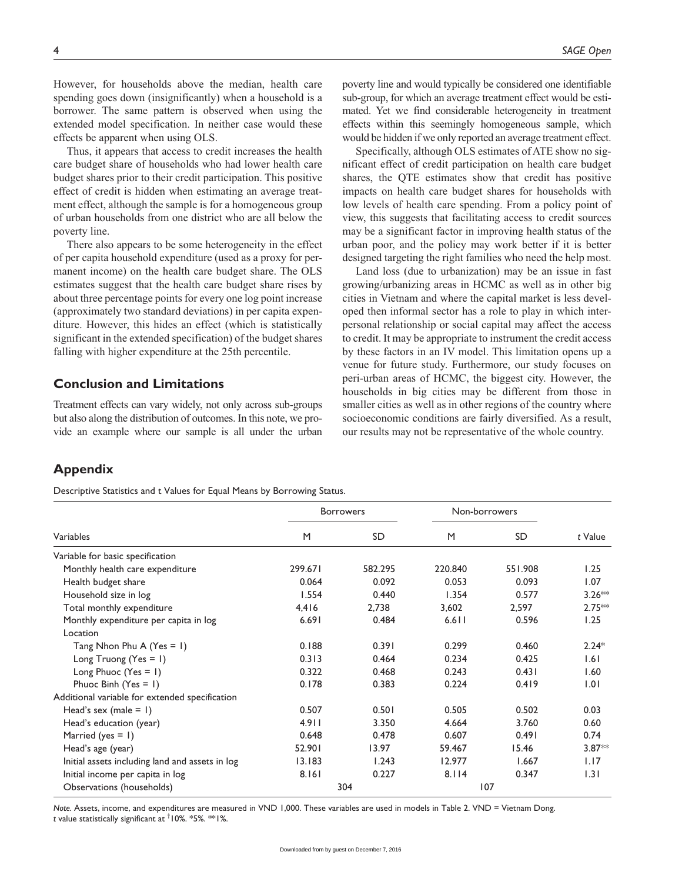However, for households above the median, health care spending goes down (insignificantly) when a household is a borrower. The same pattern is observed when using the extended model specification. In neither case would these effects be apparent when using OLS.

Thus, it appears that access to credit increases the health care budget share of households who had lower health care budget shares prior to their credit participation. This positive effect of credit is hidden when estimating an average treatment effect, although the sample is for a homogeneous group of urban households from one district who are all below the poverty line.

There also appears to be some heterogeneity in the effect of per capita household expenditure (used as a proxy for permanent income) on the health care budget share. The OLS estimates suggest that the health care budget share rises by about three percentage points for every one log point increase (approximately two standard deviations) in per capita expenditure. However, this hides an effect (which is statistically significant in the extended specification) of the budget shares falling with higher expenditure at the 25th percentile.

## Conclusion and Limitations

Treatment effects can vary widely, not only across sub-groups but also along the distribution of outcomes. In this note, we provide an example where our sample is all under the urban poverty line and would typically be considered one identifiable sub-group, for which an average treatment effect would be estimated. Yet we find considerable heterogeneity in treatment effects within this seemingly homogeneous sample, which would be hidden if we only reported an average treatment effect.

Specifically, although OLS estimates of ATE show no significant effect of credit participation on health care budget shares, the QTE estimates show that credit has positive impacts on health care budget shares for households with low levels of health care spending. From a policy point of view, this suggests that facilitating access to credit sources may be a significant factor in improving health status of the urban poor, and the policy may work better if it is better designed targeting the right families who need the help most.

Land loss (due to urbanization) may be an issue in fast growing/urbanizing areas in HCMC as well as in other big cities in Vietnam and where the capital market is less developed then informal sector has a role to play in which interpersonal relationship or social capital may affect the access to credit. It may be appropriate to instrument the credit access by these factors in an IV model. This limitation opens up a venue for future study. Furthermore, our study focuses on peri-urban areas of HCMC, the biggest city. However, the households in big cities may be different from those in smaller cities as well as in other regions of the country where socioeconomic conditions are fairly diversified. As a result, our results may not be representative of the whole country.

## Appendix

Descriptive Statistics and t Values for Equal Means by Borrowing Status.

| Variables | Borrowers | | Non-borrowers | | *t* Value |
|---|---|---|---|---|---|
| | M | SD | M | SD | |
| Variable for basic specification | | | | | |
| Monthly health care expenditure | 299.671 | 582.295 | 220.840 | 551.908 | 1.25 |
| Health budget share | 0.064 | 0.092 | 0.053 | 0.093 | 1.07 |
| Household size in log | 1.554 | 0.440 | 1.354 | 0.577 | 3.26** |
| Total monthly expenditure | 4,416 | 2,738 | 3,602 | 2,597 | 2.75** |
| Monthly expenditure per capita in log | 6.691 | 0.484 | 6.611 | 0.596 | 1.25 |
| Location | | | | | |
| Tang Nhon Phu A (Yes = 1) | 0.188 | 0.391 | 0.299 | 0.460 | 2.24* |
| Long Truong (Yes = 1) | 0.313 | 0.464 | 0.234 | 0.425 | 1.61 |
| Long Phuoc (Yes = 1) | 0.322 | 0.468 | 0.243 | 0.431 | 1.60 |
| Phuoc Binh (Yes = 1) | 0.178 | 0.383 | 0.224 | 0.419 | 1.01 |
| Additional variable for extended specification | | | | | |
| Head's sex (male = 1) | 0.507 | 0.501 | 0.505 | 0.502 | 0.03 |
| Head's education (year) | 4.911 | 3.350 | 4.664 | 3.760 | 0.60 |
| Married (yes = 1) | 0.648 | 0.478 | 0.607 | 0.491 | 0.74 |
| Head's age (year) | 52.901 | 13.97 | 59.467 | 15.46 | 3.87** |
| Initial assets including land and assets in log | 13.183 | 1.243 | 12.977 | 1.667 | 1.17 |
| Initial income per capita in log | 8.161 | 0.227 | 8.114 | 0.347 | 1.31 |
| Observations (households) | 304 | | 107 | | |

*Note.* Assets, income, and expenditures are measured in VND 1,000. These variables are used in models in Table 2. VND = Vietnam Dong.
*t* value statistically significant at †10%. *5%. **1%.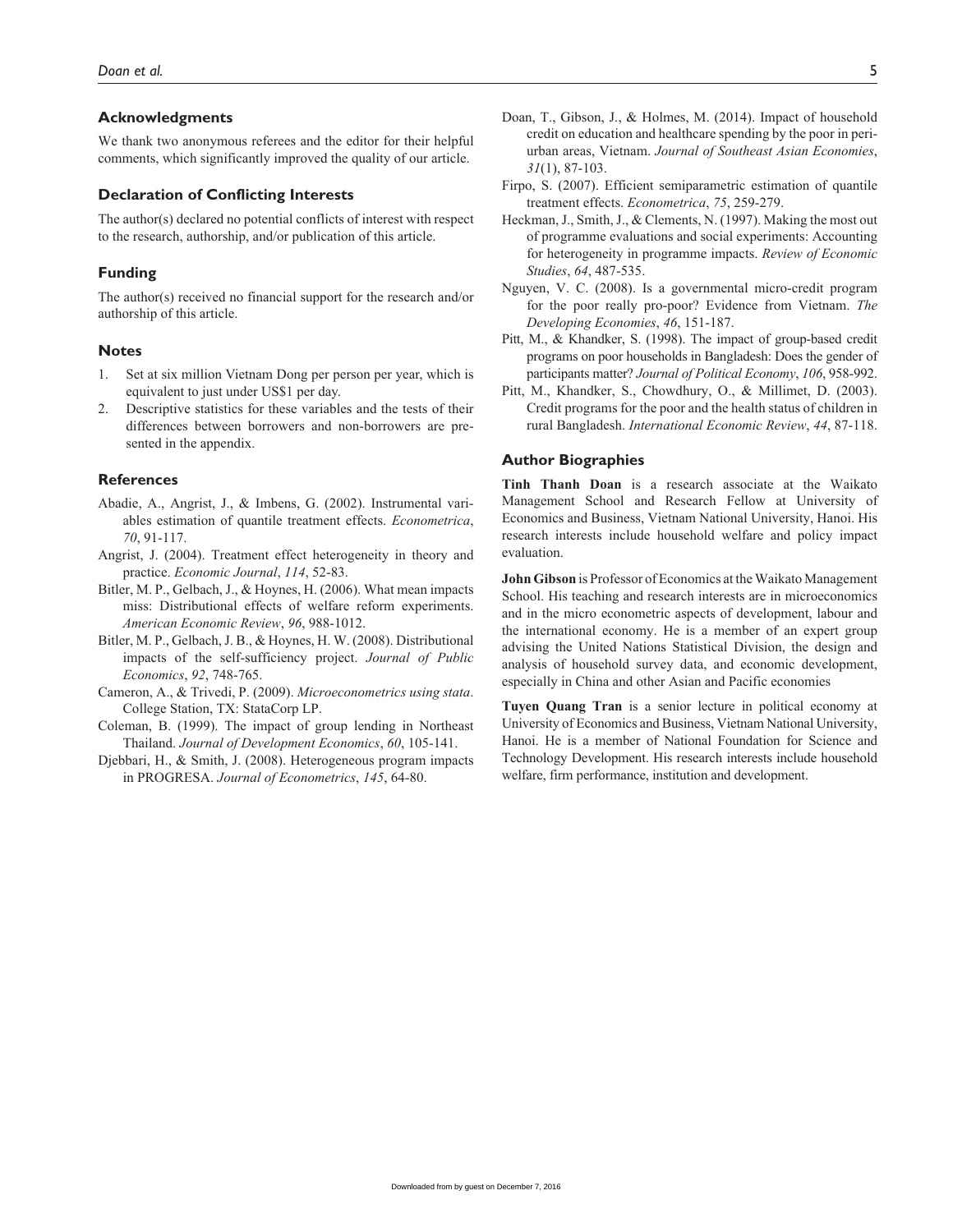## Acknowledgments

We thank two anonymous referees and the editor for their helpful comments, which significantly improved the quality of our article.

## Declaration of Conflicting Interests

The author(s) declared no potential conflicts of interest with respect to the research, authorship, and/or publication of this article.

## Funding

The author(s) received no financial support for the research and/or authorship of this article.

## Notes

1. Set at six million Vietnam Dong per person per year, which is equivalent to just under US$1 per day.
2. Descriptive statistics for these variables and the tests of their differences between borrowers and non-borrowers are presented in the appendix.

## References

Abadie, A., Angrist, J., & Imbens, G. (2002). Instrumental variables estimation of quantile treatment effects. *Econometrica*, *70*, 91-117.

Angrist, J. (2004). Treatment effect heterogeneity in theory and practice. *Economic Journal*, *114*, 52-83.

Bitler, M. P., Gelbach, J., & Hoynes, H. (2006). What mean impacts miss: Distributional effects of welfare reform experiments. *American Economic Review*, *96*, 988-1012.

Bitler, M. P., Gelbach, J. B., & Hoynes, H. W. (2008). Distributional impacts of the self-sufficiency project. *Journal of Public Economics*, *92*, 748-765.

Cameron, A., & Trivedi, P. (2009). *Microeconometrics using stata*. College Station, TX: StataCorp LP.

Coleman, B. (1999). The impact of group lending in Northeast Thailand. *Journal of Development Economics*, *60*, 105-141.

Djebbari, H., & Smith, J. (2008). Heterogeneous program impacts in PROGRESA. *Journal of Econometrics*, *145*, 64-80.

Doan, T., Gibson, J., & Holmes, M. (2014). Impact of household credit on education and healthcare spending by the poor in peri-urban areas, Vietnam. *Journal of Southeast Asian Economies*, *31*(1), 87-103.

Firpo, S. (2007). Efficient semiparametric estimation of quantile treatment effects. *Econometrica*, *75*, 259-279.

Heckman, J., Smith, J., & Clements, N. (1997). Making the most out of programme evaluations and social experiments: Accounting for heterogeneity in programme impacts. *Review of Economic Studies*, *64*, 487-535.

Nguyen, V. C. (2008). Is a governmental micro-credit program for the poor really pro-poor? Evidence from Vietnam. *The Developing Economies*, *46*, 151-187.

Pitt, M., & Khandker, S. (1998). The impact of group-based credit programs on poor households in Bangladesh: Does the gender of participants matter? *Journal of Political Economy*, *106*, 958-992.

Pitt, M., Khandker, S., Chowdhury, O., & Millimet, D. (2003). Credit programs for the poor and the health status of children in rural Bangladesh. *International Economic Review*, *44*, 87-118.

## Author Biographies

**Tinh Thanh Doan** is a research associate at the Waikato Management School and Research Fellow at University of Economics and Business, Vietnam National University, Hanoi. His research interests include household welfare and policy impact evaluation.

**John Gibson** is Professor of Economics at the Waikato Management School. His teaching and research interests are in microeconomics and in the micro econometric aspects of development, labour and the international economy. He is a member of an expert group advising the United Nations Statistical Division, the design and analysis of household survey data, and economic development, especially in China and other Asian and Pacific economies

**Tuyen Quang Tran** is a senior lecture in political economy at University of Economics and Business, Vietnam National University, Hanoi. He is a member of National Foundation for Science and Technology Development. His research interests include household welfare, firm performance, institution and development.